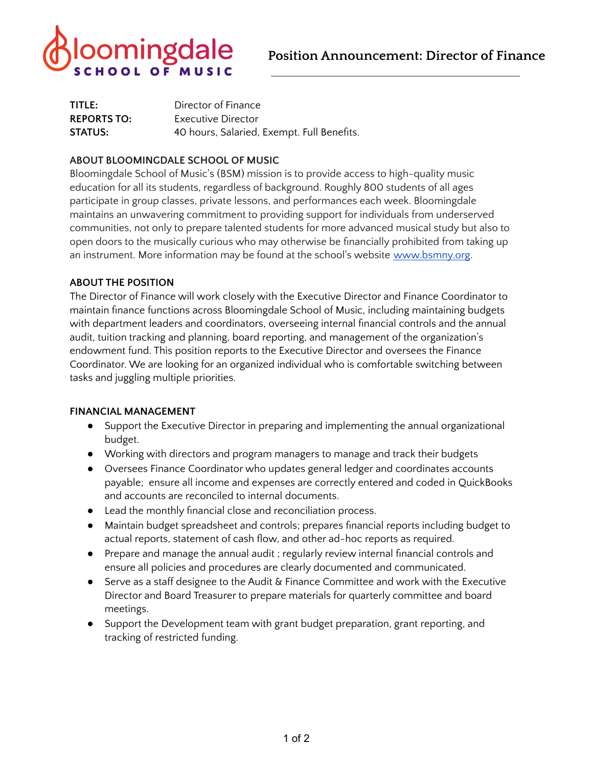# Position Announcement: Director of Finance

| | |
|---|---|
| **TITLE:** | Director of Finance |
| **REPORTS TO:** | Executive Director |
| **STATUS:** | 40 hours, Salaried, Exempt. Full Benefits. |

**ABOUT BLOOMINGDALE SCHOOL OF MUSIC**

Bloomingdale School of Music's (BSM) mission is to provide access to high-quality music education for all its students, regardless of background. Roughly 800 students of all ages participate in group classes, private lessons, and performances each week. Bloomingdale maintains an unwavering commitment to providing support for individuals from underserved communities, not only to prepare talented students for more advanced musical study but also to open doors to the musically curious who may otherwise be financially prohibited from taking up an instrument. More information may be found at the school's website www.bsmny.org.

**ABOUT THE POSITION**

The Director of Finance will work closely with the Executive Director and Finance Coordinator to maintain finance functions across Bloomingdale School of Music, including maintaining budgets with department leaders and coordinators, overseeing internal financial controls and the annual audit, tuition tracking and planning, board reporting, and management of the organization's endowment fund. This position reports to the Executive Director and oversees the Finance Coordinator. We are looking for an organized individual who is comfortable switching between tasks and juggling multiple priorities.

**FINANCIAL MANAGEMENT**

- Support the Executive Director in preparing and implementing the annual organizational budget.
- Working with directors and program managers to manage and track their budgets
- Oversees Finance Coordinator who updates general ledger and coordinates accounts payable; ensure all income and expenses are correctly entered and coded in QuickBooks and accounts are reconciled to internal documents.
- Lead the monthly financial close and reconciliation process.
- Maintain budget spreadsheet and controls; prepares financial reports including budget to actual reports, statement of cash flow, and other ad-hoc reports as required.
- Prepare and manage the annual audit ; regularly review internal financial controls and ensure all policies and procedures are clearly documented and communicated.
- Serve as a staff designee to the Audit & Finance Committee and work with the Executive Director and Board Treasurer to prepare materials for quarterly committee and board meetings.
- Support the Development team with grant budget preparation, grant reporting, and tracking of restricted funding.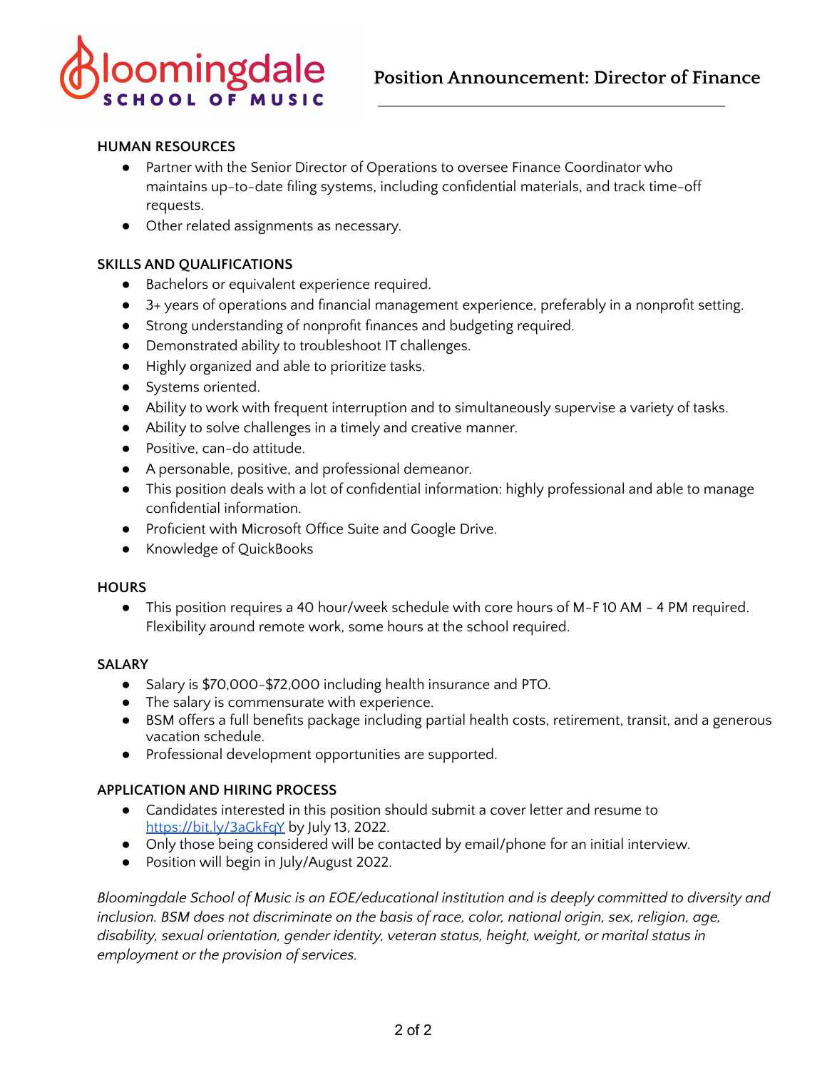## HUMAN RESOURCES

- Partner with the Senior Director of Operations to oversee Finance Coordinator who maintains up-to-date filing systems, including confidential materials, and track time-off requests.
- Other related assignments as necessary.

## SKILLS AND QUALIFICATIONS

- Bachelors or equivalent experience required.
- 3+ years of operations and financial management experience, preferably in a nonprofit setting.
- Strong understanding of nonprofit finances and budgeting required.
- Demonstrated ability to troubleshoot IT challenges.
- Highly organized and able to prioritize tasks.
- Systems oriented.
- Ability to work with frequent interruption and to simultaneously supervise a variety of tasks.
- Ability to solve challenges in a timely and creative manner.
- Positive, can-do attitude.
- A personable, positive, and professional demeanor.
- This position deals with a lot of confidential information: highly professional and able to manage confidential information.
- Proficient with Microsoft Office Suite and Google Drive.
- Knowledge of QuickBooks

## HOURS

- This position requires a 40 hour/week schedule with core hours of M-F 10 AM - 4 PM required. Flexibility around remote work, some hours at the school required.

## SALARY

- Salary is $70,000-$72,000 including health insurance and PTO.
- The salary is commensurate with experience.
- BSM offers a full benefits package including partial health costs, retirement, transit, and a generous vacation schedule.
- Professional development opportunities are supported.

## APPLICATION AND HIRING PROCESS

- Candidates interested in this position should submit a cover letter and resume to https://bit.ly/3aGkFqY by July 13, 2022.
- Only those being considered will be contacted by email/phone for an initial interview.
- Position will begin in July/August 2022.

*Bloomingdale School of Music is an EOE/educational institution and is deeply committed to diversity and inclusion. BSM does not discriminate on the basis of race, color, national origin, sex, religion, age, disability, sexual orientation, gender identity, veteran status, height, weight, or marital status in employment or the provision of services.*